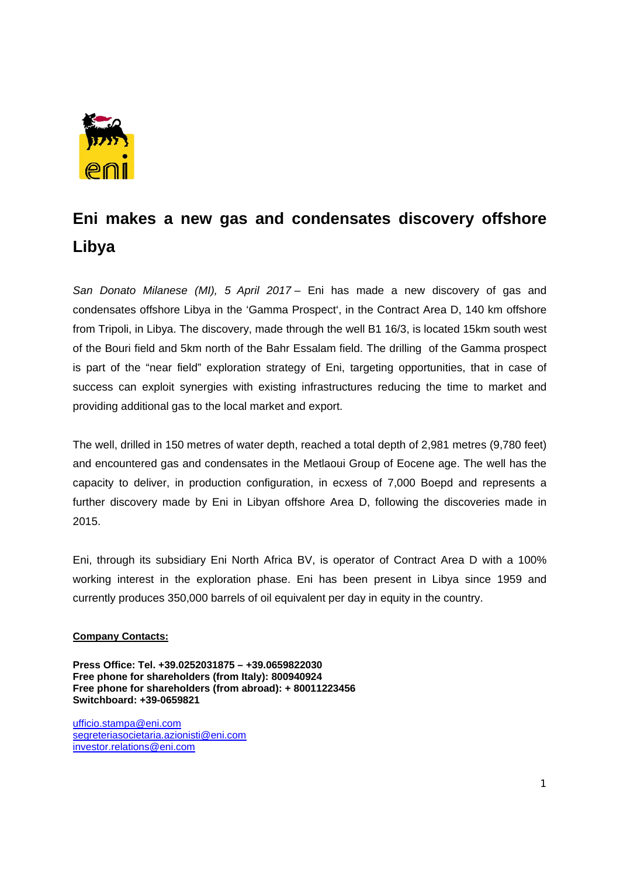# Eni makes a new gas and condensates discovery offshore Libya

*San Donato Milanese (MI), 5 April 2017* – Eni has made a new discovery of gas and condensates offshore Libya in the 'Gamma Prospect', in the Contract Area D, 140 km offshore from Tripoli, in Libya. The discovery, made through the well B1 16/3, is located 15km south west of the Bouri field and 5km north of the Bahr Essalam field. The drilling of the Gamma prospect is part of the "near field" exploration strategy of Eni, targeting opportunities, that in case of success can exploit synergies with existing infrastructures reducing the time to market and providing additional gas to the local market and export.

The well, drilled in 150 metres of water depth, reached a total depth of 2,981 metres (9,780 feet) and encountered gas and condensates in the Metlaoui Group of Eocene age. The well has the capacity to deliver, in production configuration, in ecxess of 7,000 Boepd and represents a further discovery made by Eni in Libyan offshore Area D, following the discoveries made in 2015.

Eni, through its subsidiary Eni North Africa BV, is operator of Contract Area D with a 100% working interest in the exploration phase. Eni has been present in Libya since 1959 and currently produces 350,000 barrels of oil equivalent per day in equity in the country.

**Company Contacts:**

**Press Office: Tel. +39.0252031875 – +39.0659822030**
**Free phone for shareholders (from Italy): 800940924**
**Free phone for shareholders (from abroad): + 80011223456**
**Switchboard: +39-0659821**

ufficio.stampa@eni.com
segreteriasocietaria.azionisti@eni.com
investor.relations@eni.com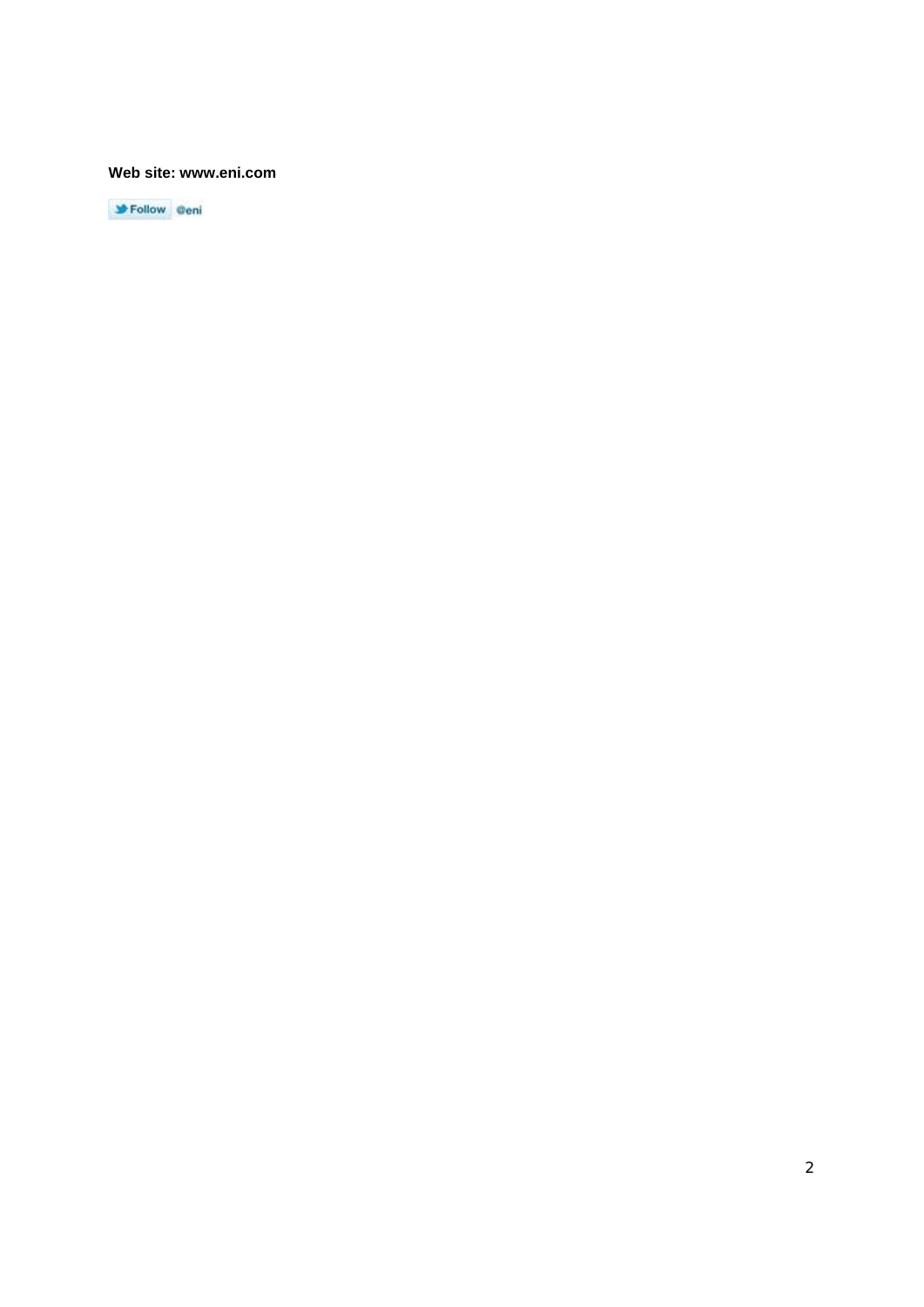**Web site: www.eni.com**

Follow @eni